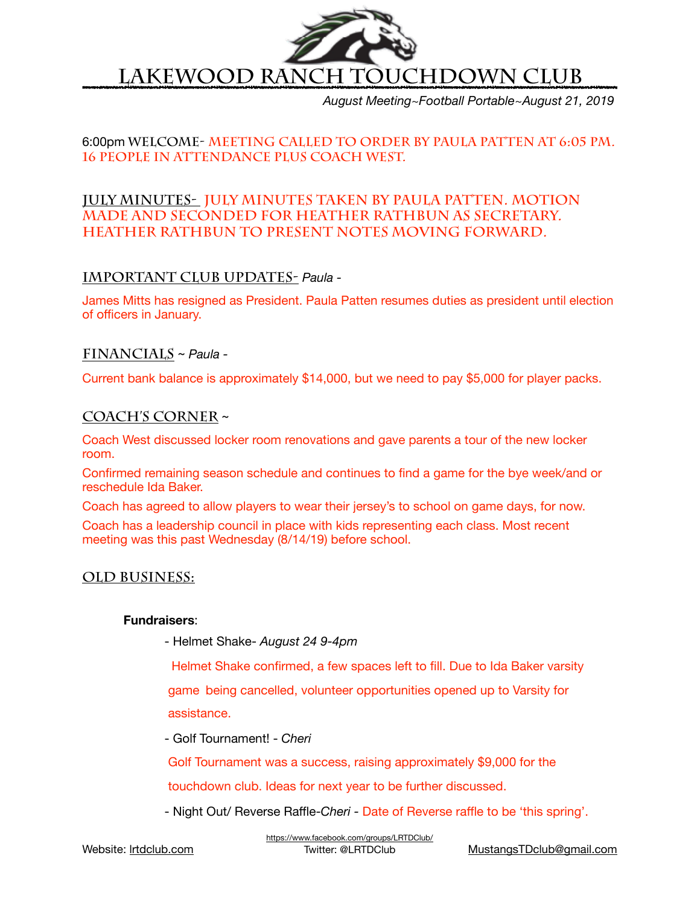# LAKEWOOD RANCH TOUCHDOWN CLUB

*August Meeting~Football Portable~August 21, 2019*

6:00pm **WELCOME**- **MEETING CALLED TO ORDER BY PAULA PATTEN AT 6:05 PM. 16 PEOPLE IN ATTENDANCE PLUS COACH WEST.**

## JULY MINUTES- JULY MINUTES TAKEN BY PAULA PATTEN. MOTION MADE AND SECONDED FOR HEATHER RATHBUN AS SECRETARY. HEATHER RATHBUN TO PRESENT NOTES MOVING FORWARD.

## IMPORTANT CLUB UPDATES- *Paula -*

James Mitts has resigned as President. Paula Patten resumes duties as president until election of officers in January.

## FINANCIALS ~ *Paula -*

Current bank balance is approximately $14,000, but we need to pay $5,000 for player packs.

## COACH'S CORNER ~

Coach West discussed locker room renovations and gave parents a tour of the new locker room.

Confirmed remaining season schedule and continues to find a game for the bye week/and or reschedule Ida Baker.

Coach has agreed to allow players to wear their jersey's to school on game days, for now.

Coach has a leadership council in place with kids representing each class. Most recent meeting was this past Wednesday (8/14/19) before school.

## OLD BUSINESS:

**Fundraisers**:

- Helmet Shake- *August 24 9-4pm*

  Helmet Shake confirmed, a few spaces left to fill. Due to Ida Baker varsity game being cancelled, volunteer opportunities opened up to Varsity for assistance.

- Golf Tournament! - *Cheri*

  Golf Tournament was a success, raising approximately $9,000 for the touchdown club. Ideas for next year to be further discussed.

- Night Out/ Reverse Raffle-*Cheri* - Date of Reverse raffle to be 'this spring'.

https://www.facebook.com/groups/LRTDClub/

Website: lrtdclub.com Twitter: @LRTDClub MustangsTDclub@gmail.com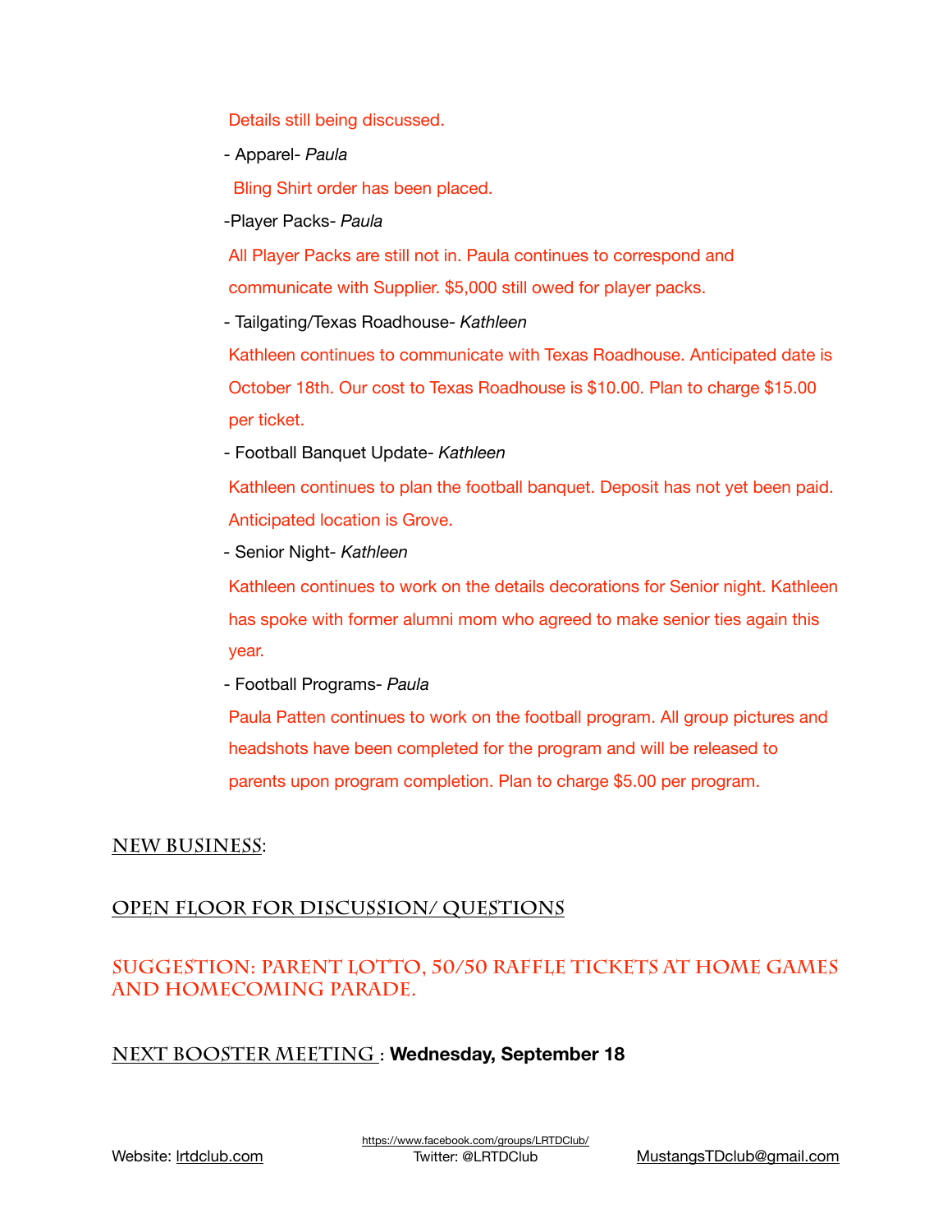Details still being discussed.

- Apparel- *Paula*

  Bling Shirt order has been placed.

- Player Packs- *Paula*

  All Player Packs are still not in. Paula continues to correspond and communicate with Supplier. $5,000 still owed for player packs.

- Tailgating/Texas Roadhouse- *Kathleen*

  Kathleen continues to communicate with Texas Roadhouse. Anticipated date is October 18th. Our cost to Texas Roadhouse is $10.00. Plan to charge $15.00 per ticket.

- Football Banquet Update- *Kathleen*

  Kathleen continues to plan the football banquet. Deposit has not yet been paid. Anticipated location is Grove.

- Senior Night- *Kathleen*

  Kathleen continues to work on the details decorations for Senior night. Kathleen has spoke with former alumni mom who agreed to make senior ties again this year.

- Football Programs- *Paula*

  Paula Patten continues to work on the football program. All group pictures and headshots have been completed for the program and will be released to parents upon program completion. Plan to charge $5.00 per program.

## NEW BUSINESS:

## OPEN FLOOR FOR DISCUSSION/ QUESTIONS

## SUGGESTION: PARENT LOTTO, 50/50 RAFFLE TICKETS AT HOME GAMES AND HOMECOMING PARADE.

## NEXT BOOSTER MEETING : **Wednesday, September 18**

Website: lrtdclub.com | https://www.facebook.com/groups/LRTDClub/ Twitter: @LRTDClub | MustangsTDclub@gmail.com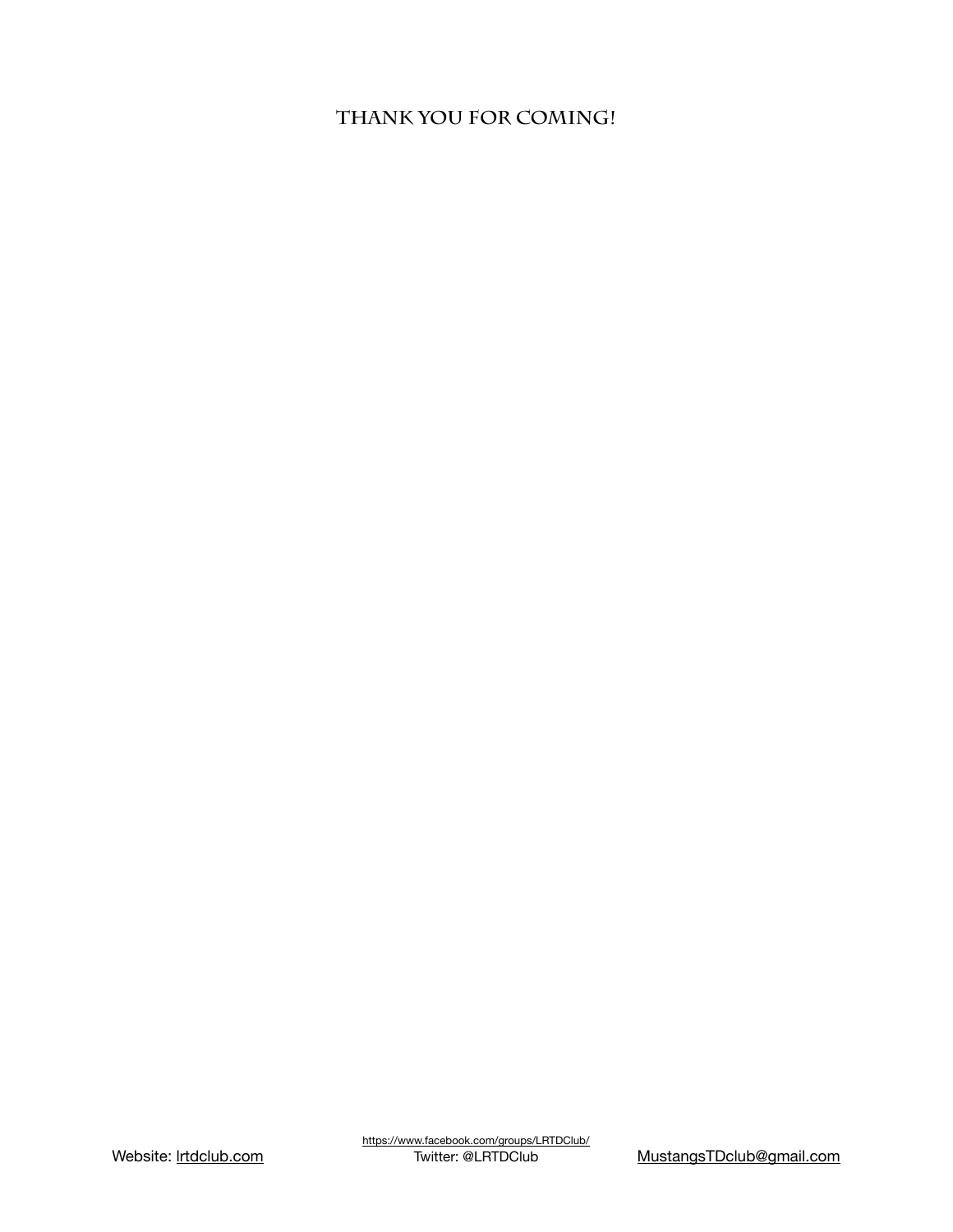# THANK YOU FOR COMING!

Website: lrtdclub.com

https://www.facebook.com/groups/LRTDClub/

Twitter: @LRTDClub

MustangsTDclub@gmail.com